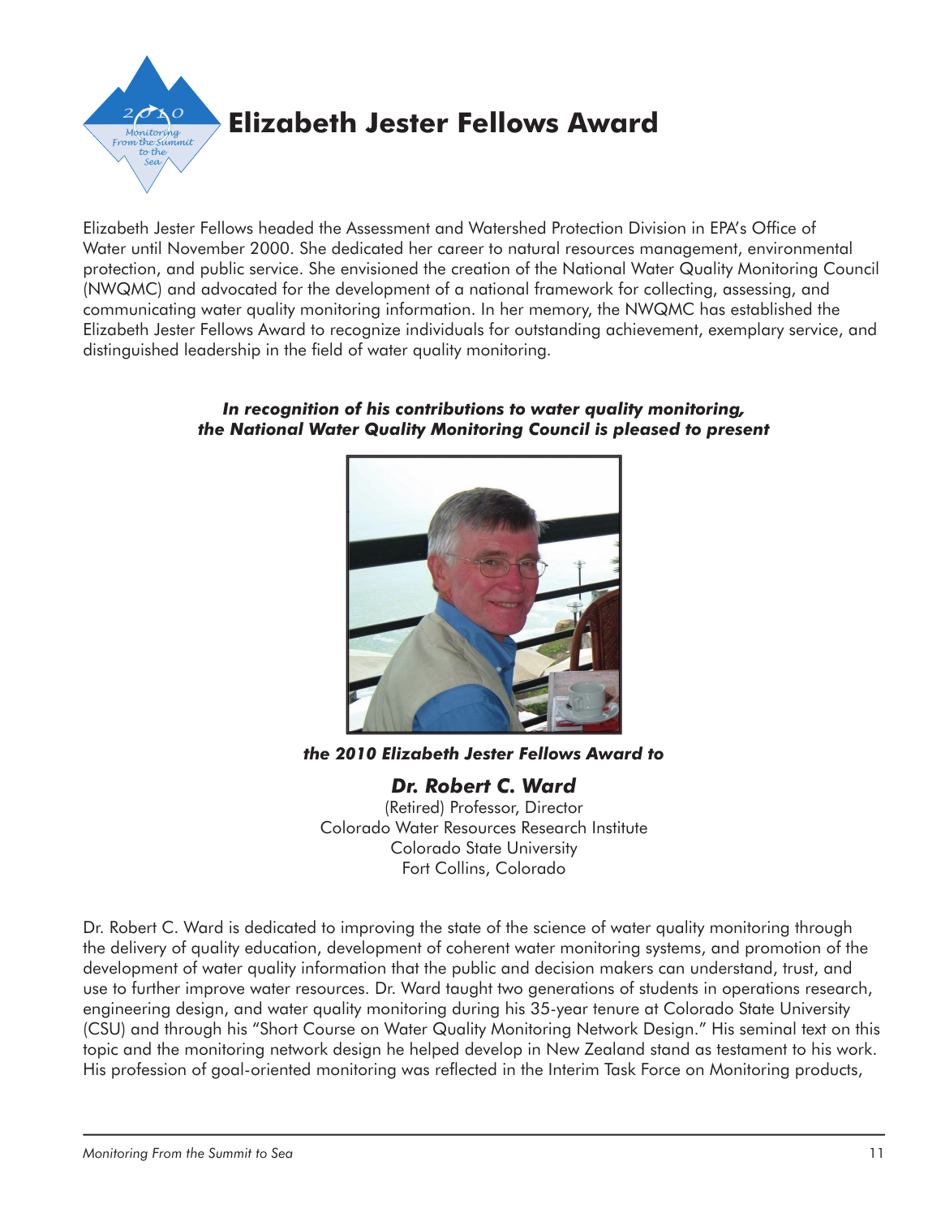# Elizabeth Jester Fellows Award

Elizabeth Jester Fellows headed the Assessment and Watershed Protection Division in EPA's Office of Water until November 2000. She dedicated her career to natural resources management, environmental protection, and public service. She envisioned the creation of the National Water Quality Monitoring Council (NWQMC) and advocated for the development of a national framework for collecting, assessing, and communicating water quality monitoring information. In her memory, the NWQMC has established the Elizabeth Jester Fellows Award to recognize individuals for outstanding achievement, exemplary service, and distinguished leadership in the field of water quality monitoring.

***In recognition of his contributions to water quality monitoring, the National Water Quality Monitoring Council is pleased to present***

***the 2010 Elizabeth Jester Fellows Award to***

## *Dr. Robert C. Ward*

(Retired) Professor, Director
Colorado Water Resources Research Institute
Colorado State University
Fort Collins, Colorado

Dr. Robert C. Ward is dedicated to improving the state of the science of water quality monitoring through the delivery of quality education, development of coherent water monitoring systems, and promotion of the development of water quality information that the public and decision makers can understand, trust, and use to further improve water resources. Dr. Ward taught two generations of students in operations research, engineering design, and water quality monitoring during his 35-year tenure at Colorado State University (CSU) and through his "Short Course on Water Quality Monitoring Network Design." His seminal text on this topic and the monitoring network design he helped develop in New Zealand stand as testament to his work. His profession of goal-oriented monitoring was reflected in the Interim Task Force on Monitoring products,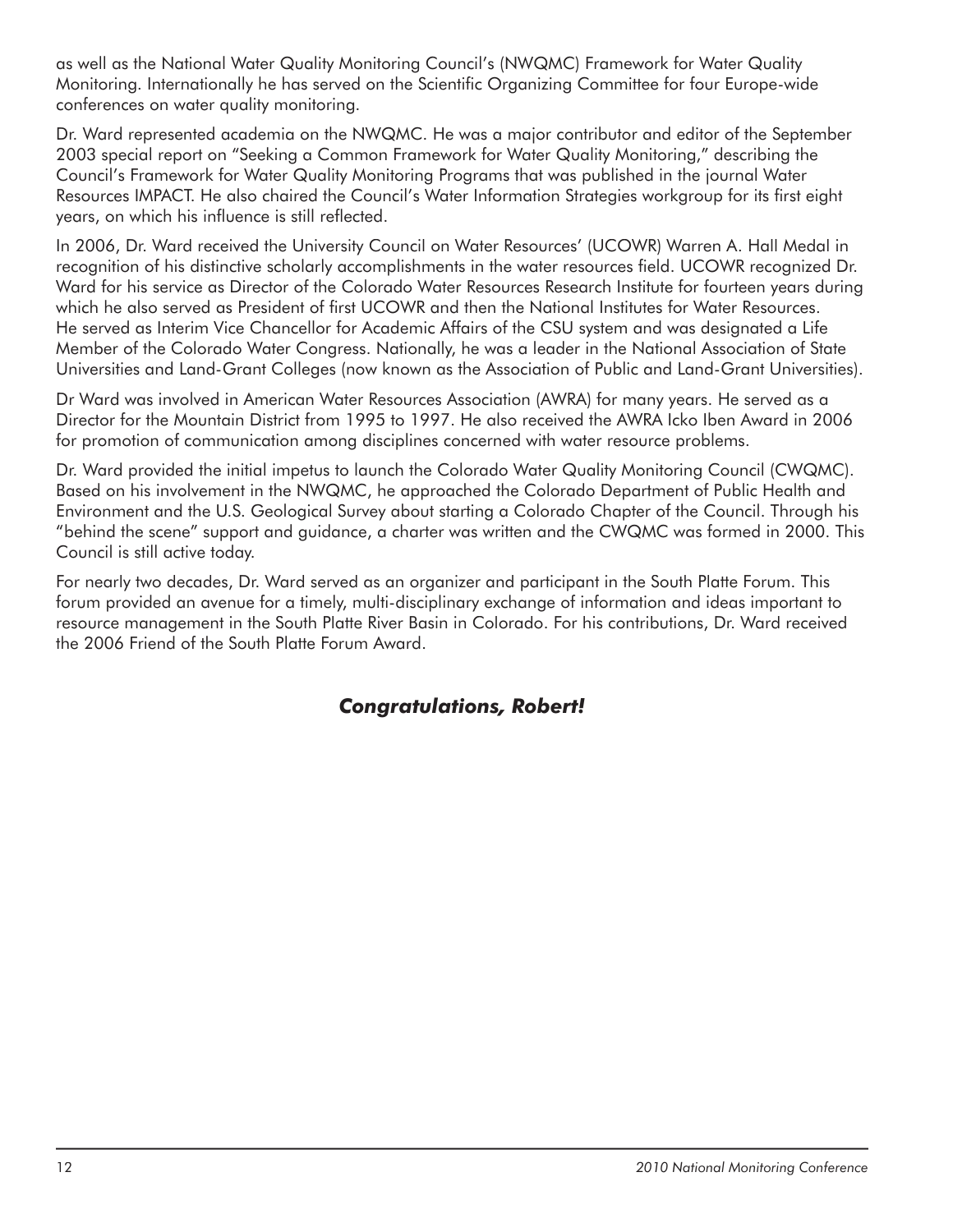as well as the National Water Quality Monitoring Council's (NWQMC) Framework for Water Quality Monitoring. Internationally he has served on the Scientific Organizing Committee for four Europe-wide conferences on water quality monitoring.

Dr. Ward represented academia on the NWQMC. He was a major contributor and editor of the September 2003 special report on "Seeking a Common Framework for Water Quality Monitoring," describing the Council's Framework for Water Quality Monitoring Programs that was published in the journal Water Resources IMPACT. He also chaired the Council's Water Information Strategies workgroup for its first eight years, on which his influence is still reflected.

In 2006, Dr. Ward received the University Council on Water Resources' (UCOWR) Warren A. Hall Medal in recognition of his distinctive scholarly accomplishments in the water resources field. UCOWR recognized Dr. Ward for his service as Director of the Colorado Water Resources Research Institute for fourteen years during which he also served as President of first UCOWR and then the National Institutes for Water Resources. He served as Interim Vice Chancellor for Academic Affairs of the CSU system and was designated a Life Member of the Colorado Water Congress. Nationally, he was a leader in the National Association of State Universities and Land-Grant Colleges (now known as the Association of Public and Land-Grant Universities).

Dr Ward was involved in American Water Resources Association (AWRA) for many years. He served as a Director for the Mountain District from 1995 to 1997. He also received the AWRA Icko Iben Award in 2006 for promotion of communication among disciplines concerned with water resource problems.

Dr. Ward provided the initial impetus to launch the Colorado Water Quality Monitoring Council (CWQMC). Based on his involvement in the NWQMC, he approached the Colorado Department of Public Health and Environment and the U.S. Geological Survey about starting a Colorado Chapter of the Council. Through his "behind the scene" support and guidance, a charter was written and the CWQMC was formed in 2000. This Council is still active today.

For nearly two decades, Dr. Ward served as an organizer and participant in the South Platte Forum. This forum provided an avenue for a timely, multi-disciplinary exchange of information and ideas important to resource management in the South Platte River Basin in Colorado. For his contributions, Dr. Ward received the 2006 Friend of the South Platte Forum Award.

***Congratulations, Robert!***